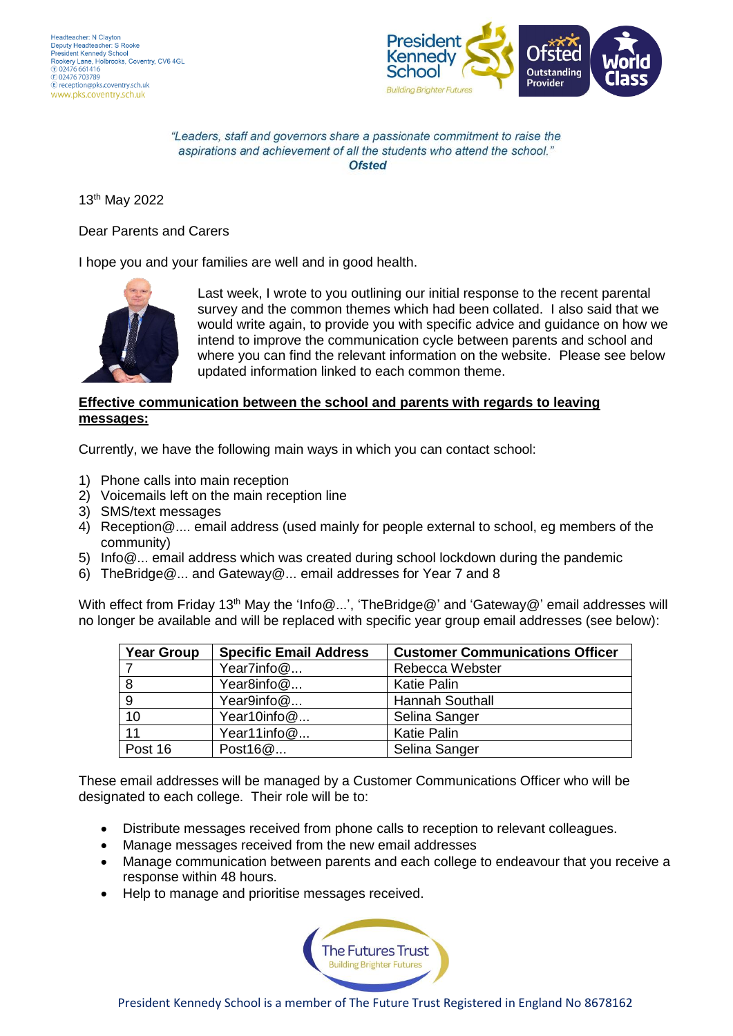Headteacher: N Clayton
Deputy Headteacher: S Rooke
President Kennedy School
Rookery Lane, Holbrooks, Coventry, CV6 4GL
T 02476 661416
F 02476 703789
E reception@pks.coventry.sch.uk
www.pks.coventry.sch.uk

*"Leaders, staff and governors share a passionate commitment to raise the aspirations and achievement of all the students who attend the school."*
***Ofsted***

13th May 2022

Dear Parents and Carers

I hope you and your families are well and in good health.

Last week, I wrote to you outlining our initial response to the recent parental survey and the common themes which had been collated. I also said that we would write again, to provide you with specific advice and guidance on how we intend to improve the communication cycle between parents and school and where you can find the relevant information on the website. Please see below updated information linked to each common theme.

**Effective communication between the school and parents with regards to leaving messages:**

Currently, we have the following main ways in which you can contact school:

1) Phone calls into main reception
2) Voicemails left on the main reception line
3) SMS/text messages
4) Reception@.... email address (used mainly for people external to school, eg members of the community)
5) Info@... email address which was created during school lockdown during the pandemic
6) TheBridge@... and Gateway@... email addresses for Year 7 and 8

With effect from Friday 13th May the 'Info@...', 'TheBridge@' and 'Gateway@' email addresses will no longer be available and will be replaced with specific year group email addresses (see below):

| Year Group | Specific Email Address | Customer Communications Officer |
|---|---|---|
| 7 | Year7info@... | Rebecca Webster |
| 8 | Year8info@... | Katie Palin |
| 9 | Year9info@... | Hannah Southall |
| 10 | Year10info@... | Selina Sanger |
| 11 | Year11info@... | Katie Palin |
| Post 16 | Post16@... | Selina Sanger |

These email addresses will be managed by a Customer Communications Officer who will be designated to each college. Their role will be to:

- Distribute messages received from phone calls to reception to relevant colleagues.
- Manage messages received from the new email addresses
- Manage communication between parents and each college to endeavour that you receive a response within 48 hours.
- Help to manage and prioritise messages received.

President Kennedy School is a member of The Future Trust Registered in England No 8678162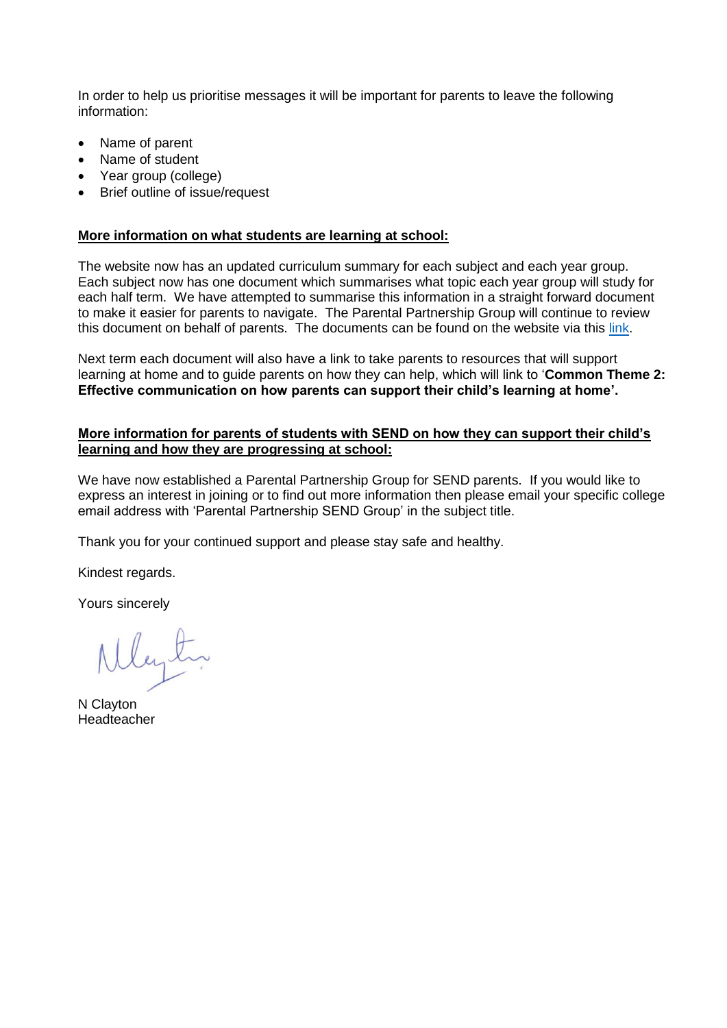In order to help us prioritise messages it will be important for parents to leave the following information:

- Name of parent
- Name of student
- Year group (college)
- Brief outline of issue/request

**More information on what students are learning at school:**

The website now has an updated curriculum summary for each subject and each year group. Each subject now has one document which summarises what topic each year group will study for each half term. We have attempted to summarise this information in a straight forward document to make it easier for parents to navigate. The Parental Partnership Group will continue to review this document on behalf of parents. The documents can be found on the website via this link.

Next term each document will also have a link to take parents to resources that will support learning at home and to guide parents on how they can help, which will link to '**Common Theme 2: Effective communication on how parents can support their child's learning at home'.**

**More information for parents of students with SEND on how they can support their child's learning and how they are progressing at school:**

We have now established a Parental Partnership Group for SEND parents. If you would like to express an interest in joining or to find out more information then please email your specific college email address with 'Parental Partnership SEND Group' in the subject title.

Thank you for your continued support and please stay safe and healthy.

Kindest regards.

Yours sincerely

N Clayton
Headteacher